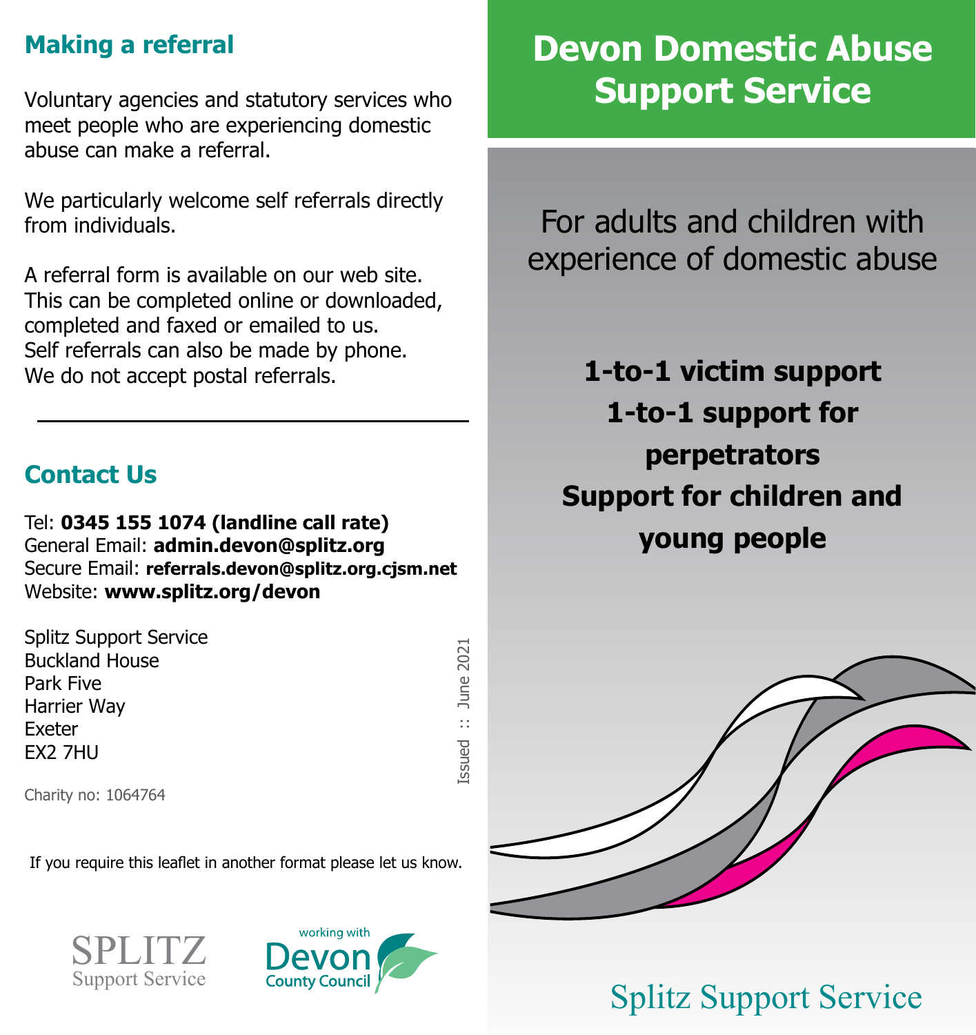## Making a referral

Voluntary agencies and statutory services who meet people who are experiencing domestic abuse can make a referral.

We particularly welcome self referrals directly from individuals.

A referral form is available on our web site. This can be completed online or downloaded, completed and faxed or emailed to us. Self referrals can also be made by phone. We do not accept postal referrals.

---

## Contact Us

Tel: **0345 155 1074 (landline call rate)**
General Email: **admin.devon@splitz.org**
Secure Email: **referrals.devon@splitz.org.cjsm.net**
Website: **www.splitz.org/devon**

Splitz Support Service
Buckland House
Park Five
Harrier Way
Exeter
EX2 7HU

Charity no: 1064764

Issued :: June 2021

If you require this leaflet in another format please let us know.

SPLITZ Support Service

working with Devon County Council

# Devon Domestic Abuse Support Service

For adults and children with experience of domestic abuse

**1-to-1 victim support**
**1-to-1 support for perpetrators**
**Support for children and young people**

Splitz Support Service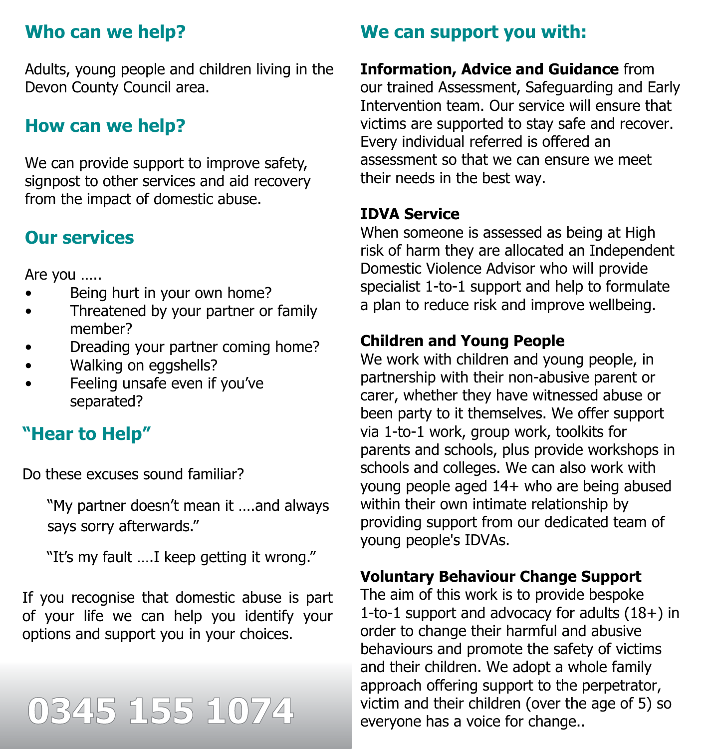## Who can we help?

Adults, young people and children living in the Devon County Council area.

## How can we help?

We can provide support to improve safety, signpost to other services and aid recovery from the impact of domestic abuse.

## Our services

Are you …..

- Being hurt in your own home?
- Threatened by your partner or family member?
- Dreading your partner coming home?
- Walking on eggshells?
- Feeling unsafe even if you've separated?

## "Hear to Help"

Do these excuses sound familiar?

"My partner doesn't mean it ….and always says sorry afterwards."

"It's my fault ….I keep getting it wrong."

If you recognise that domestic abuse is part of your life we can help you identify your options and support you in your choices.

**0345 155 1074**

## We can support you with:

**Information, Advice and Guidance** from our trained Assessment, Safeguarding and Early Intervention team. Our service will ensure that victims are supported to stay safe and recover. Every individual referred is offered an assessment so that we can ensure we meet their needs in the best way.

**IDVA Service**
When someone is assessed as being at High risk of harm they are allocated an Independent Domestic Violence Advisor who will provide specialist 1-to-1 support and help to formulate a plan to reduce risk and improve wellbeing.

**Children and Young People**
We work with children and young people, in partnership with their non-abusive parent or carer, whether they have witnessed abuse or been party to it themselves. We offer support via 1-to-1 work, group work, toolkits for parents and schools, plus provide workshops in schools and colleges. We can also work with young people aged 14+ who are being abused within their own intimate relationship by providing support from our dedicated team of young people's IDVAs.

**Voluntary Behaviour Change Support**
The aim of this work is to provide bespoke 1-to-1 support and advocacy for adults (18+) in order to change their harmful and abusive behaviours and promote the safety of victims and their children. We adopt a whole family approach offering support to the perpetrator, victim and their children (over the age of 5) so everyone has a voice for change..